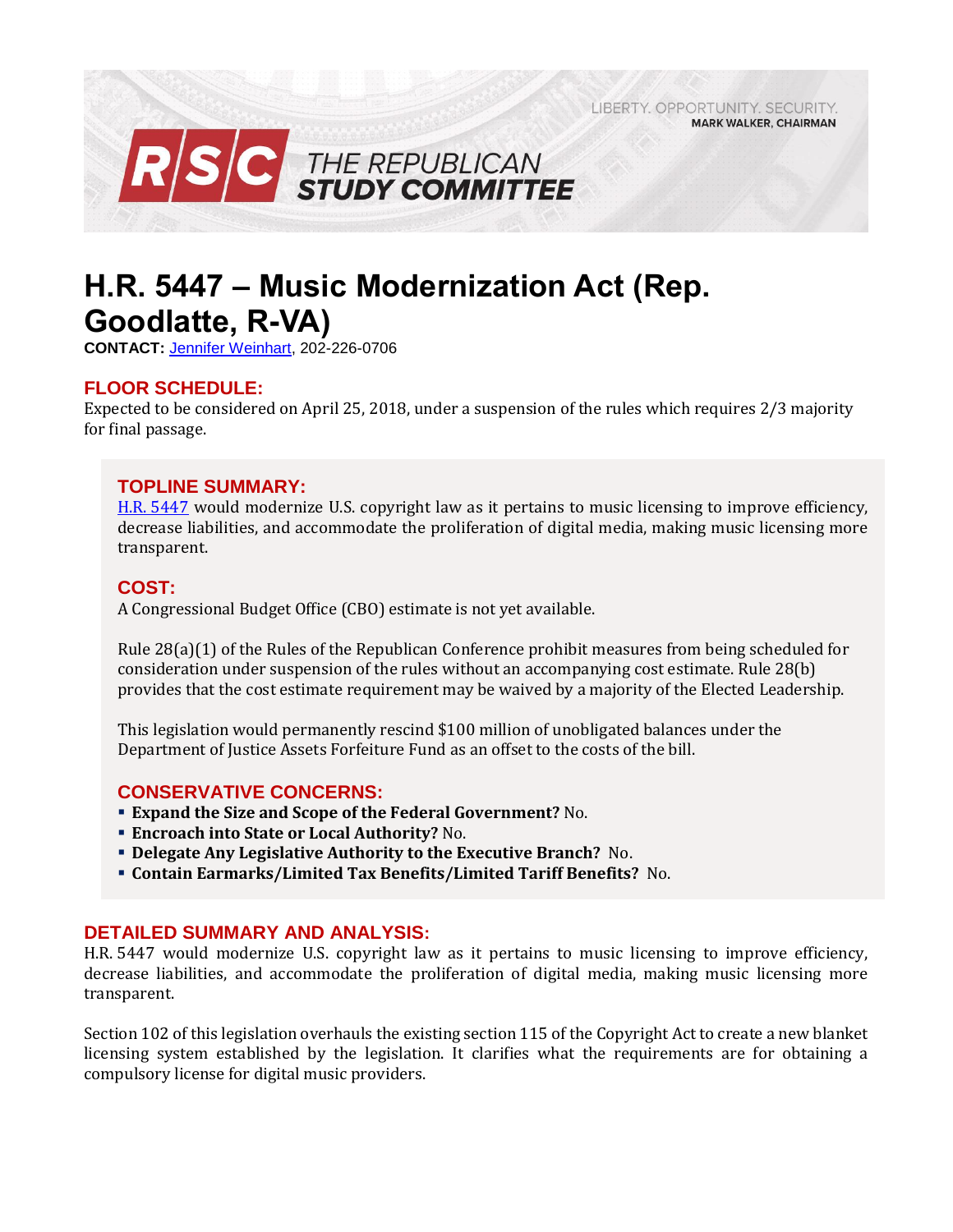LIBERTY. OPPORTUNITY. SECURITY.
MARK WALKER, CHAIRMAN

RSC THE REPUBLICAN STUDY COMMITTEE

# H.R. 5447 – Music Modernization Act (Rep. Goodlatte, R-VA)

**CONTACT:** Jennifer Weinhart, 202-226-0706

## FLOOR SCHEDULE:

Expected to be considered on April 25, 2018, under a suspension of the rules which requires 2/3 majority for final passage.

## TOPLINE SUMMARY:

H.R. 5447 would modernize U.S. copyright law as it pertains to music licensing to improve efficiency, decrease liabilities, and accommodate the proliferation of digital media, making music licensing more transparent.

## COST:

A Congressional Budget Office (CBO) estimate is not yet available.

Rule 28(a)(1) of the Rules of the Republican Conference prohibit measures from being scheduled for consideration under suspension of the rules without an accompanying cost estimate. Rule 28(b) provides that the cost estimate requirement may be waived by a majority of the Elected Leadership.

This legislation would permanently rescind $100 million of unobligated balances under the Department of Justice Assets Forfeiture Fund as an offset to the costs of the bill.

## CONSERVATIVE CONCERNS:

- **Expand the Size and Scope of the Federal Government?** No.
- **Encroach into State or Local Authority?** No.
- **Delegate Any Legislative Authority to the Executive Branch?** No.
- **Contain Earmarks/Limited Tax Benefits/Limited Tariff Benefits?** No.

## DETAILED SUMMARY AND ANALYSIS:

H.R. 5447 would modernize U.S. copyright law as it pertains to music licensing to improve efficiency, decrease liabilities, and accommodate the proliferation of digital media, making music licensing more transparent.

Section 102 of this legislation overhauls the existing section 115 of the Copyright Act to create a new blanket licensing system established by the legislation. It clarifies what the requirements are for obtaining a compulsory license for digital music providers.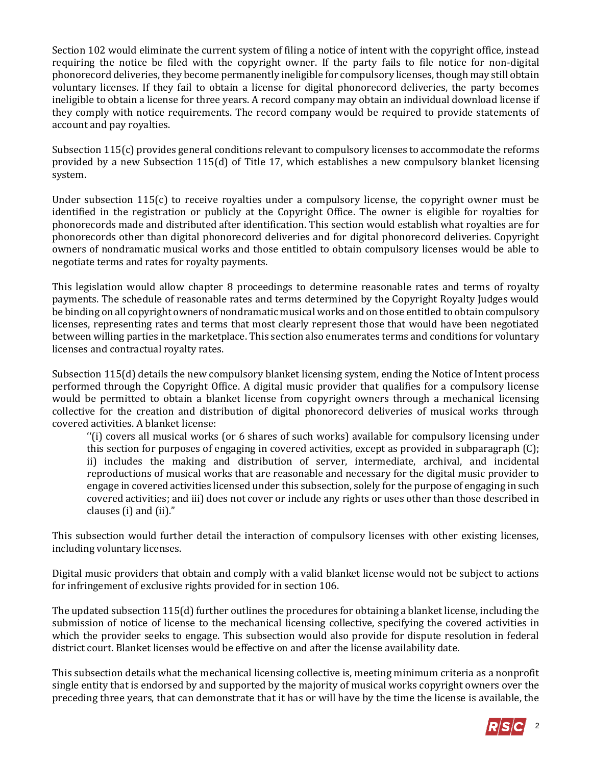Section 102 would eliminate the current system of filing a notice of intent with the copyright office, instead requiring the notice be filed with the copyright owner. If the party fails to file notice for non-digital phonorecord deliveries, they become permanently ineligible for compulsory licenses, though may still obtain voluntary licenses. If they fail to obtain a license for digital phonorecord deliveries, the party becomes ineligible to obtain a license for three years. A record company may obtain an individual download license if they comply with notice requirements. The record company would be required to provide statements of account and pay royalties.

Subsection 115(c) provides general conditions relevant to compulsory licenses to accommodate the reforms provided by a new Subsection 115(d) of Title 17, which establishes a new compulsory blanket licensing system.

Under subsection 115(c) to receive royalties under a compulsory license, the copyright owner must be identified in the registration or publicly at the Copyright Office. The owner is eligible for royalties for phonorecords made and distributed after identification. This section would establish what royalties are for phonorecords other than digital phonorecord deliveries and for digital phonorecord deliveries. Copyright owners of nondramatic musical works and those entitled to obtain compulsory licenses would be able to negotiate terms and rates for royalty payments.

This legislation would allow chapter 8 proceedings to determine reasonable rates and terms of royalty payments. The schedule of reasonable rates and terms determined by the Copyright Royalty Judges would be binding on all copyright owners of nondramatic musical works and on those entitled to obtain compulsory licenses, representing rates and terms that most clearly represent those that would have been negotiated between willing parties in the marketplace. This section also enumerates terms and conditions for voluntary licenses and contractual royalty rates.

Subsection 115(d) details the new compulsory blanket licensing system, ending the Notice of Intent process performed through the Copyright Office. A digital music provider that qualifies for a compulsory license would be permitted to obtain a blanket license from copyright owners through a mechanical licensing collective for the creation and distribution of digital phonorecord deliveries of musical works through covered activities. A blanket license:

> ''(i) covers all musical works (or 6 shares of such works) available for compulsory licensing under this section for purposes of engaging in covered activities, except as provided in subparagraph (C); ii) includes the making and distribution of server, intermediate, archival, and incidental reproductions of musical works that are reasonable and necessary for the digital music provider to engage in covered activities licensed under this subsection, solely for the purpose of engaging in such covered activities; and iii) does not cover or include any rights or uses other than those described in clauses (i) and (ii)."

This subsection would further detail the interaction of compulsory licenses with other existing licenses, including voluntary licenses.

Digital music providers that obtain and comply with a valid blanket license would not be subject to actions for infringement of exclusive rights provided for in section 106.

The updated subsection 115(d) further outlines the procedures for obtaining a blanket license, including the submission of notice of license to the mechanical licensing collective, specifying the covered activities in which the provider seeks to engage. This subsection would also provide for dispute resolution in federal district court. Blanket licenses would be effective on and after the license availability date.

This subsection details what the mechanical licensing collective is, meeting minimum criteria as a nonprofit single entity that is endorsed by and supported by the majority of musical works copyright owners over the preceding three years, that can demonstrate that it has or will have by the time the license is available, the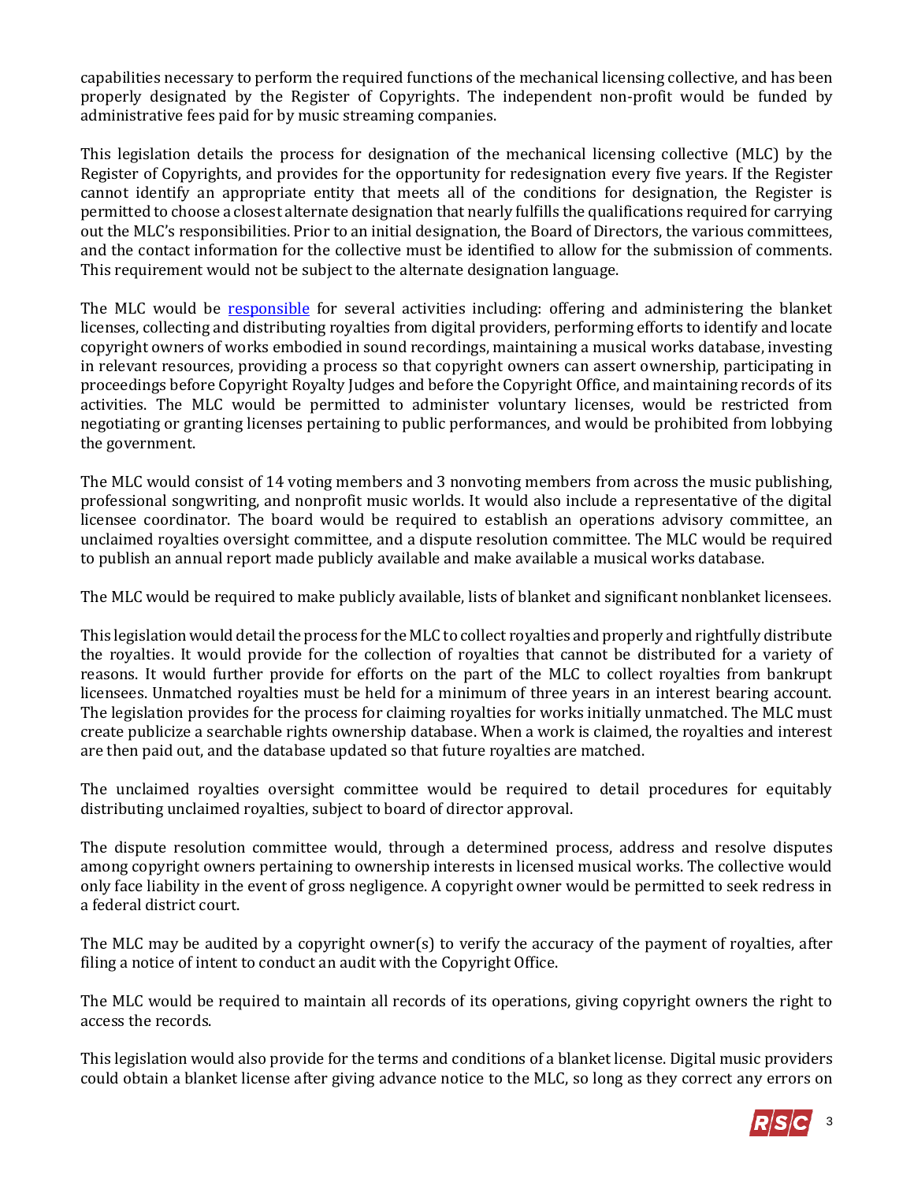capabilities necessary to perform the required functions of the mechanical licensing collective, and has been properly designated by the Register of Copyrights. The independent non-profit would be funded by administrative fees paid for by music streaming companies.

This legislation details the process for designation of the mechanical licensing collective (MLC) by the Register of Copyrights, and provides for the opportunity for redesignation every five years. If the Register cannot identify an appropriate entity that meets all of the conditions for designation, the Register is permitted to choose a closest alternate designation that nearly fulfills the qualifications required for carrying out the MLC's responsibilities. Prior to an initial designation, the Board of Directors, the various committees, and the contact information for the collective must be identified to allow for the submission of comments. This requirement would not be subject to the alternate designation language.

The MLC would be responsible for several activities including: offering and administering the blanket licenses, collecting and distributing royalties from digital providers, performing efforts to identify and locate copyright owners of works embodied in sound recordings, maintaining a musical works database, investing in relevant resources, providing a process so that copyright owners can assert ownership, participating in proceedings before Copyright Royalty Judges and before the Copyright Office, and maintaining records of its activities. The MLC would be permitted to administer voluntary licenses, would be restricted from negotiating or granting licenses pertaining to public performances, and would be prohibited from lobbying the government.

The MLC would consist of 14 voting members and 3 nonvoting members from across the music publishing, professional songwriting, and nonprofit music worlds. It would also include a representative of the digital licensee coordinator. The board would be required to establish an operations advisory committee, an unclaimed royalties oversight committee, and a dispute resolution committee. The MLC would be required to publish an annual report made publicly available and make available a musical works database.

The MLC would be required to make publicly available, lists of blanket and significant nonblanket licensees.

This legislation would detail the process for the MLC to collect royalties and properly and rightfully distribute the royalties. It would provide for the collection of royalties that cannot be distributed for a variety of reasons. It would further provide for efforts on the part of the MLC to collect royalties from bankrupt licensees. Unmatched royalties must be held for a minimum of three years in an interest bearing account. The legislation provides for the process for claiming royalties for works initially unmatched. The MLC must create publicize a searchable rights ownership database. When a work is claimed, the royalties and interest are then paid out, and the database updated so that future royalties are matched.

The unclaimed royalties oversight committee would be required to detail procedures for equitably distributing unclaimed royalties, subject to board of director approval.

The dispute resolution committee would, through a determined process, address and resolve disputes among copyright owners pertaining to ownership interests in licensed musical works. The collective would only face liability in the event of gross negligence. A copyright owner would be permitted to seek redress in a federal district court.

The MLC may be audited by a copyright owner(s) to verify the accuracy of the payment of royalties, after filing a notice of intent to conduct an audit with the Copyright Office.

The MLC would be required to maintain all records of its operations, giving copyright owners the right to access the records.

This legislation would also provide for the terms and conditions of a blanket license. Digital music providers could obtain a blanket license after giving advance notice to the MLC, so long as they correct any errors on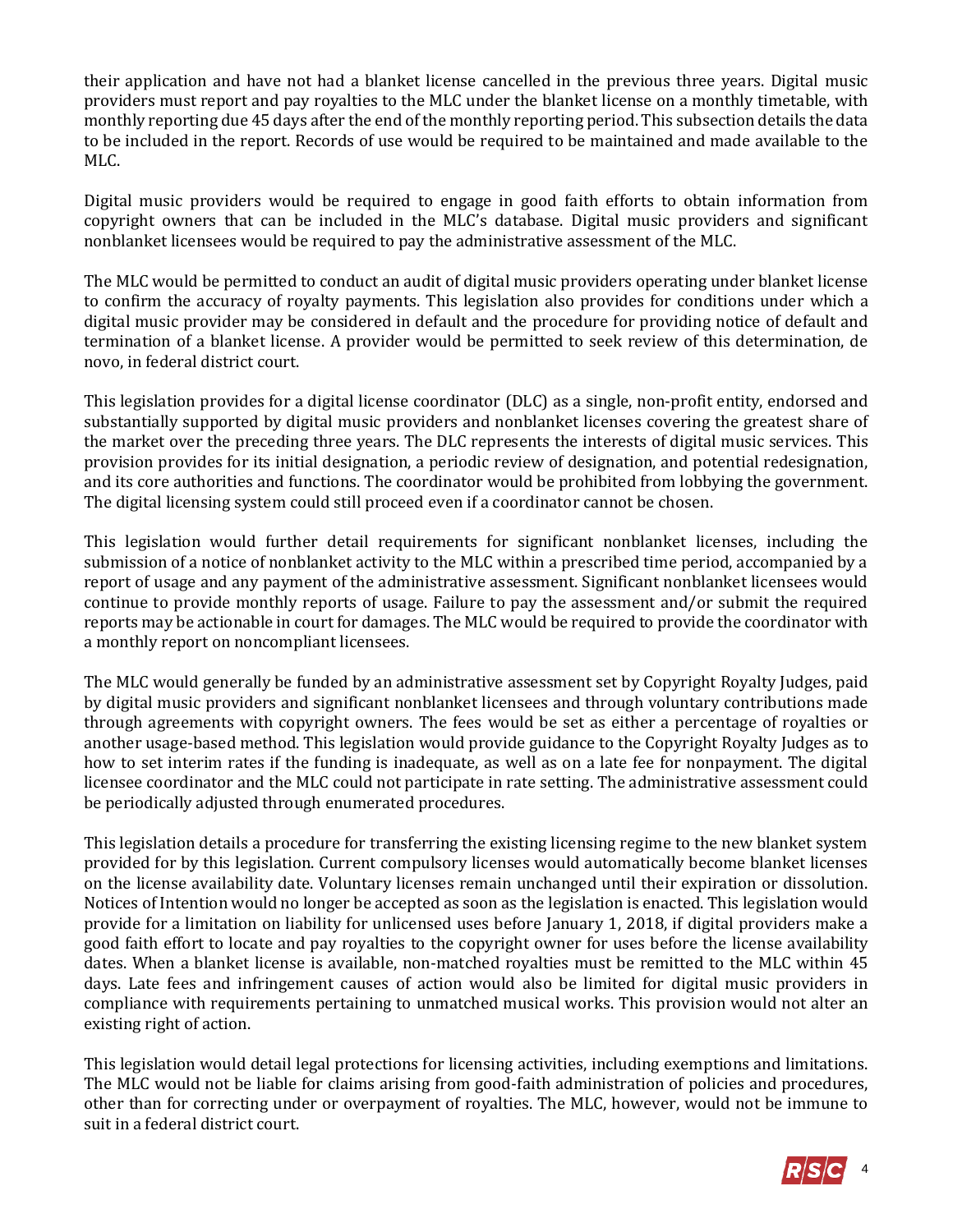their application and have not had a blanket license cancelled in the previous three years. Digital music providers must report and pay royalties to the MLC under the blanket license on a monthly timetable, with monthly reporting due 45 days after the end of the monthly reporting period. This subsection details the data to be included in the report. Records of use would be required to be maintained and made available to the MLC.

Digital music providers would be required to engage in good faith efforts to obtain information from copyright owners that can be included in the MLC's database. Digital music providers and significant nonblanket licensees would be required to pay the administrative assessment of the MLC.

The MLC would be permitted to conduct an audit of digital music providers operating under blanket license to confirm the accuracy of royalty payments. This legislation also provides for conditions under which a digital music provider may be considered in default and the procedure for providing notice of default and termination of a blanket license. A provider would be permitted to seek review of this determination, de novo, in federal district court.

This legislation provides for a digital license coordinator (DLC) as a single, non-profit entity, endorsed and substantially supported by digital music providers and nonblanket licenses covering the greatest share of the market over the preceding three years. The DLC represents the interests of digital music services. This provision provides for its initial designation, a periodic review of designation, and potential redesignation, and its core authorities and functions. The coordinator would be prohibited from lobbying the government. The digital licensing system could still proceed even if a coordinator cannot be chosen.

This legislation would further detail requirements for significant nonblanket licenses, including the submission of a notice of nonblanket activity to the MLC within a prescribed time period, accompanied by a report of usage and any payment of the administrative assessment. Significant nonblanket licensees would continue to provide monthly reports of usage. Failure to pay the assessment and/or submit the required reports may be actionable in court for damages. The MLC would be required to provide the coordinator with a monthly report on noncompliant licensees.

The MLC would generally be funded by an administrative assessment set by Copyright Royalty Judges, paid by digital music providers and significant nonblanket licensees and through voluntary contributions made through agreements with copyright owners. The fees would be set as either a percentage of royalties or another usage-based method. This legislation would provide guidance to the Copyright Royalty Judges as to how to set interim rates if the funding is inadequate, as well as on a late fee for nonpayment. The digital licensee coordinator and the MLC could not participate in rate setting. The administrative assessment could be periodically adjusted through enumerated procedures.

This legislation details a procedure for transferring the existing licensing regime to the new blanket system provided for by this legislation. Current compulsory licenses would automatically become blanket licenses on the license availability date. Voluntary licenses remain unchanged until their expiration or dissolution. Notices of Intention would no longer be accepted as soon as the legislation is enacted. This legislation would provide for a limitation on liability for unlicensed uses before January 1, 2018, if digital providers make a good faith effort to locate and pay royalties to the copyright owner for uses before the license availability dates. When a blanket license is available, non-matched royalties must be remitted to the MLC within 45 days. Late fees and infringement causes of action would also be limited for digital music providers in compliance with requirements pertaining to unmatched musical works. This provision would not alter an existing right of action.

This legislation would detail legal protections for licensing activities, including exemptions and limitations. The MLC would not be liable for claims arising from good-faith administration of policies and procedures, other than for correcting under or overpayment of royalties. The MLC, however, would not be immune to suit in a federal district court.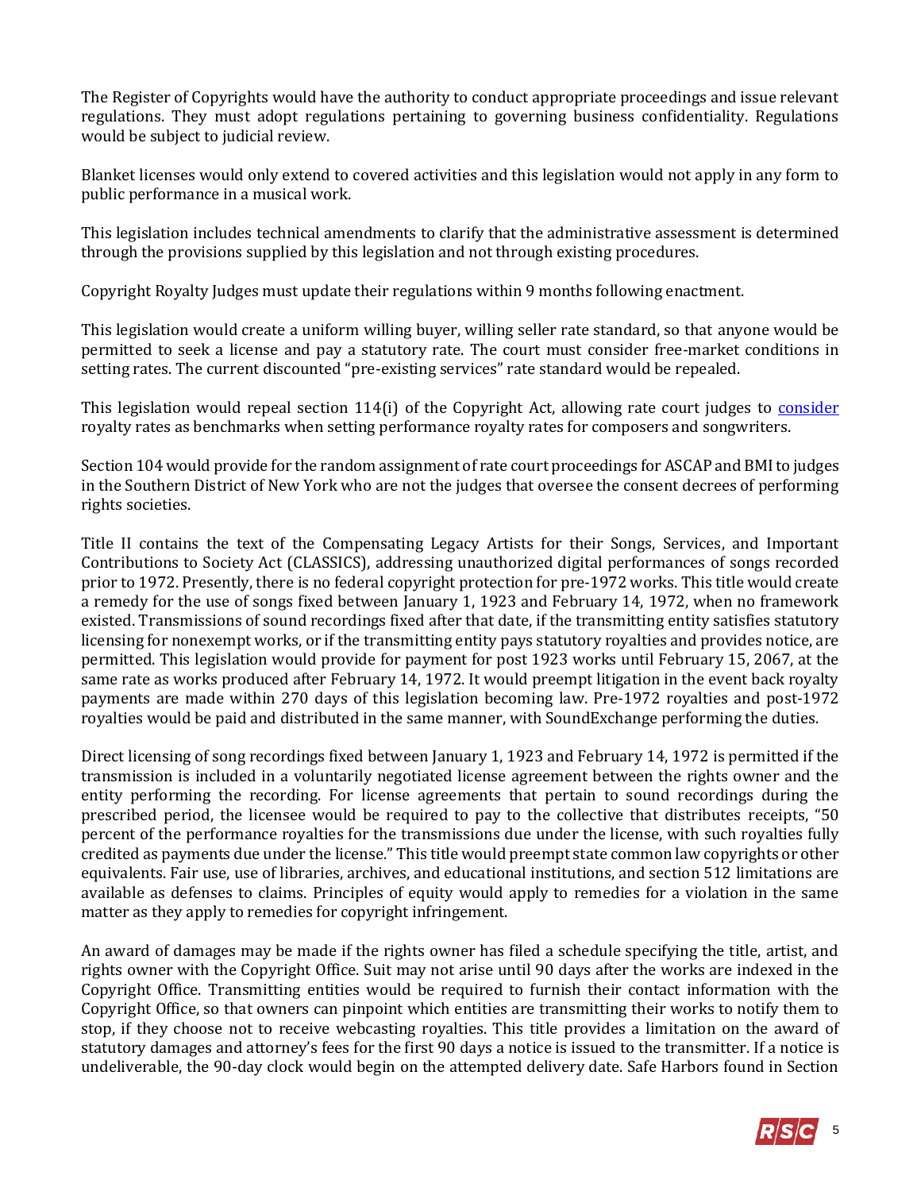The Register of Copyrights would have the authority to conduct appropriate proceedings and issue relevant regulations. They must adopt regulations pertaining to governing business confidentiality. Regulations would be subject to judicial review.

Blanket licenses would only extend to covered activities and this legislation would not apply in any form to public performance in a musical work.

This legislation includes technical amendments to clarify that the administrative assessment is determined through the provisions supplied by this legislation and not through existing procedures.

Copyright Royalty Judges must update their regulations within 9 months following enactment.

This legislation would create a uniform willing buyer, willing seller rate standard, so that anyone would be permitted to seek a license and pay a statutory rate. The court must consider free-market conditions in setting rates. The current discounted "pre-existing services" rate standard would be repealed.

This legislation would repeal section 114(i) of the Copyright Act, allowing rate court judges to consider royalty rates as benchmarks when setting performance royalty rates for composers and songwriters.

Section 104 would provide for the random assignment of rate court proceedings for ASCAP and BMI to judges in the Southern District of New York who are not the judges that oversee the consent decrees of performing rights societies.

Title II contains the text of the Compensating Legacy Artists for their Songs, Services, and Important Contributions to Society Act (CLASSICS), addressing unauthorized digital performances of songs recorded prior to 1972. Presently, there is no federal copyright protection for pre-1972 works. This title would create a remedy for the use of songs fixed between January 1, 1923 and February 14, 1972, when no framework existed. Transmissions of sound recordings fixed after that date, if the transmitting entity satisfies statutory licensing for nonexempt works, or if the transmitting entity pays statutory royalties and provides notice, are permitted. This legislation would provide for payment for post 1923 works until February 15, 2067, at the same rate as works produced after February 14, 1972. It would preempt litigation in the event back royalty payments are made within 270 days of this legislation becoming law. Pre-1972 royalties and post-1972 royalties would be paid and distributed in the same manner, with SoundExchange performing the duties.

Direct licensing of song recordings fixed between January 1, 1923 and February 14, 1972 is permitted if the transmission is included in a voluntarily negotiated license agreement between the rights owner and the entity performing the recording. For license agreements that pertain to sound recordings during the prescribed period, the licensee would be required to pay to the collective that distributes receipts, "50 percent of the performance royalties for the transmissions due under the license, with such royalties fully credited as payments due under the license." This title would preempt state common law copyrights or other equivalents. Fair use, use of libraries, archives, and educational institutions, and section 512 limitations are available as defenses to claims. Principles of equity would apply to remedies for a violation in the same matter as they apply to remedies for copyright infringement.

An award of damages may be made if the rights owner has filed a schedule specifying the title, artist, and rights owner with the Copyright Office. Suit may not arise until 90 days after the works are indexed in the Copyright Office. Transmitting entities would be required to furnish their contact information with the Copyright Office, so that owners can pinpoint which entities are transmitting their works to notify them to stop, if they choose not to receive webcasting royalties. This title provides a limitation on the award of statutory damages and attorney's fees for the first 90 days a notice is issued to the transmitter. If a notice is undeliverable, the 90-day clock would begin on the attempted delivery date. Safe Harbors found in Section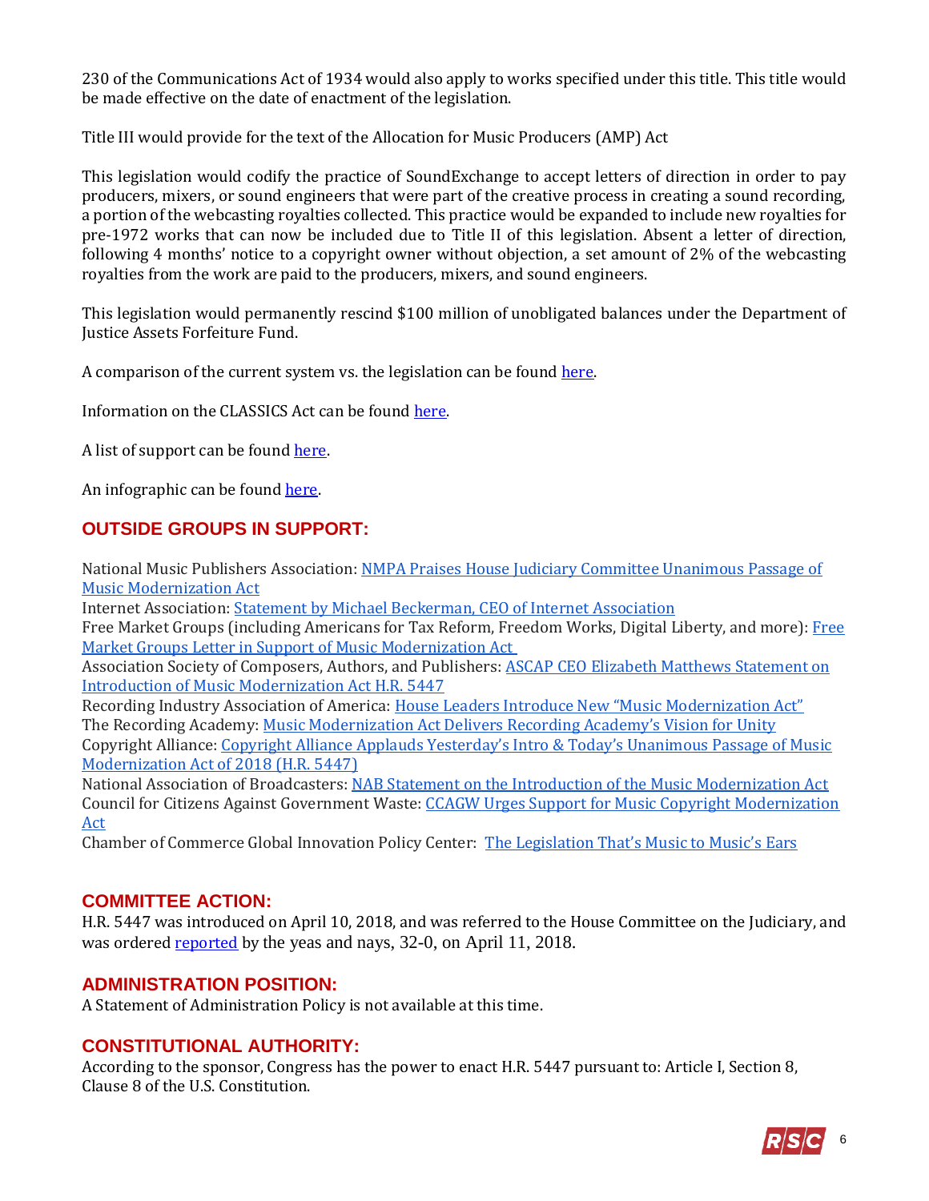230 of the Communications Act of 1934 would also apply to works specified under this title. This title would be made effective on the date of enactment of the legislation.

Title III would provide for the text of the Allocation for Music Producers (AMP) Act

This legislation would codify the practice of SoundExchange to accept letters of direction in order to pay producers, mixers, or sound engineers that were part of the creative process in creating a sound recording, a portion of the webcasting royalties collected. This practice would be expanded to include new royalties for pre-1972 works that can now be included due to Title II of this legislation. Absent a letter of direction, following 4 months' notice to a copyright owner without objection, a set amount of 2% of the webcasting royalties from the work are paid to the producers, mixers, and sound engineers.

This legislation would permanently rescind $100 million of unobligated balances under the Department of Justice Assets Forfeiture Fund.

A comparison of the current system vs. the legislation can be found here.

Information on the CLASSICS Act can be found here.

A list of support can be found here.

An infographic can be found here.

## OUTSIDE GROUPS IN SUPPORT:

National Music Publishers Association: NMPA Praises House Judiciary Committee Unanimous Passage of Music Modernization Act
Internet Association: Statement by Michael Beckerman, CEO of Internet Association
Free Market Groups (including Americans for Tax Reform, Freedom Works, Digital Liberty, and more): Free Market Groups Letter in Support of Music Modernization Act
Association Society of Composers, Authors, and Publishers: ASCAP CEO Elizabeth Matthews Statement on Introduction of Music Modernization Act H.R. 5447
Recording Industry Association of America: House Leaders Introduce New "Music Modernization Act"
The Recording Academy: Music Modernization Act Delivers Recording Academy's Vision for Unity
Copyright Alliance: Copyright Alliance Applauds Yesterday's Intro & Today's Unanimous Passage of Music Modernization Act of 2018 (H.R. 5447)
National Association of Broadcasters: NAB Statement on the Introduction of the Music Modernization Act
Council for Citizens Against Government Waste: CCAGW Urges Support for Music Copyright Modernization Act
Chamber of Commerce Global Innovation Policy Center: The Legislation That's Music to Music's Ears

## COMMITTEE ACTION:

H.R. 5447 was introduced on April 10, 2018, and was referred to the House Committee on the Judiciary, and was ordered reported by the yeas and nays, 32-0, on April 11, 2018.

## ADMINISTRATION POSITION:

A Statement of Administration Policy is not available at this time.

## CONSTITUTIONAL AUTHORITY:

According to the sponsor, Congress has the power to enact H.R. 5447 pursuant to: Article I, Section 8, Clause 8 of the U.S. Constitution.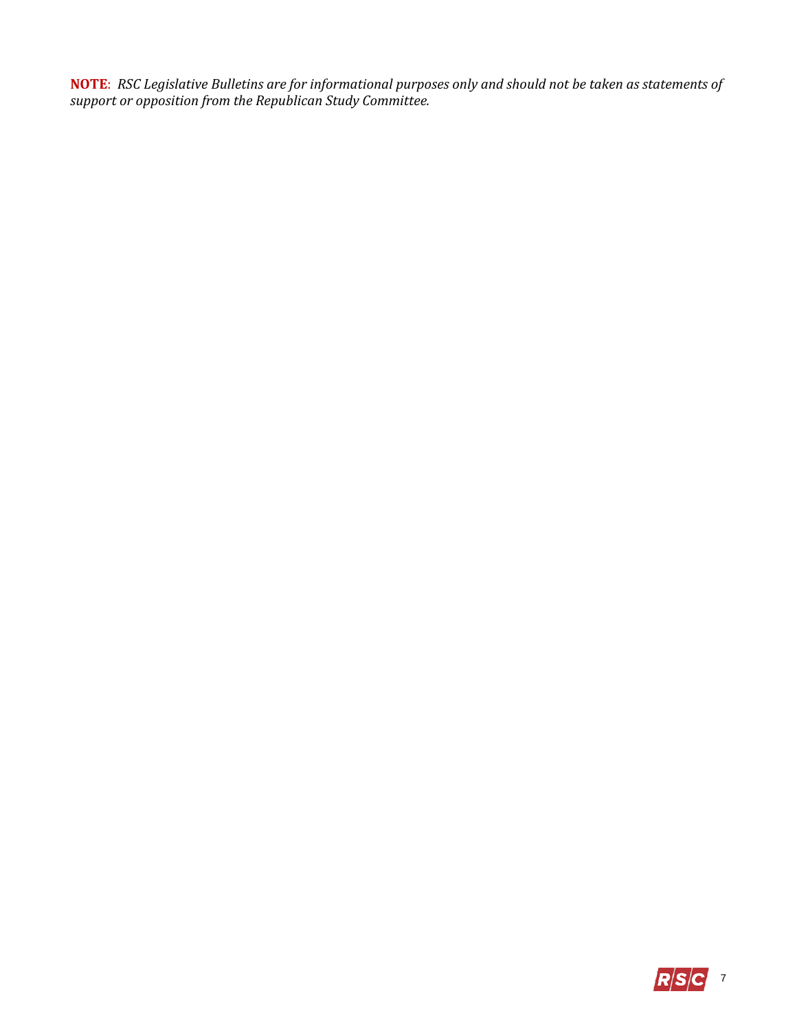**NOTE**: *RSC Legislative Bulletins are for informational purposes only and should not be taken as statements of support or opposition from the Republican Study Committee.*